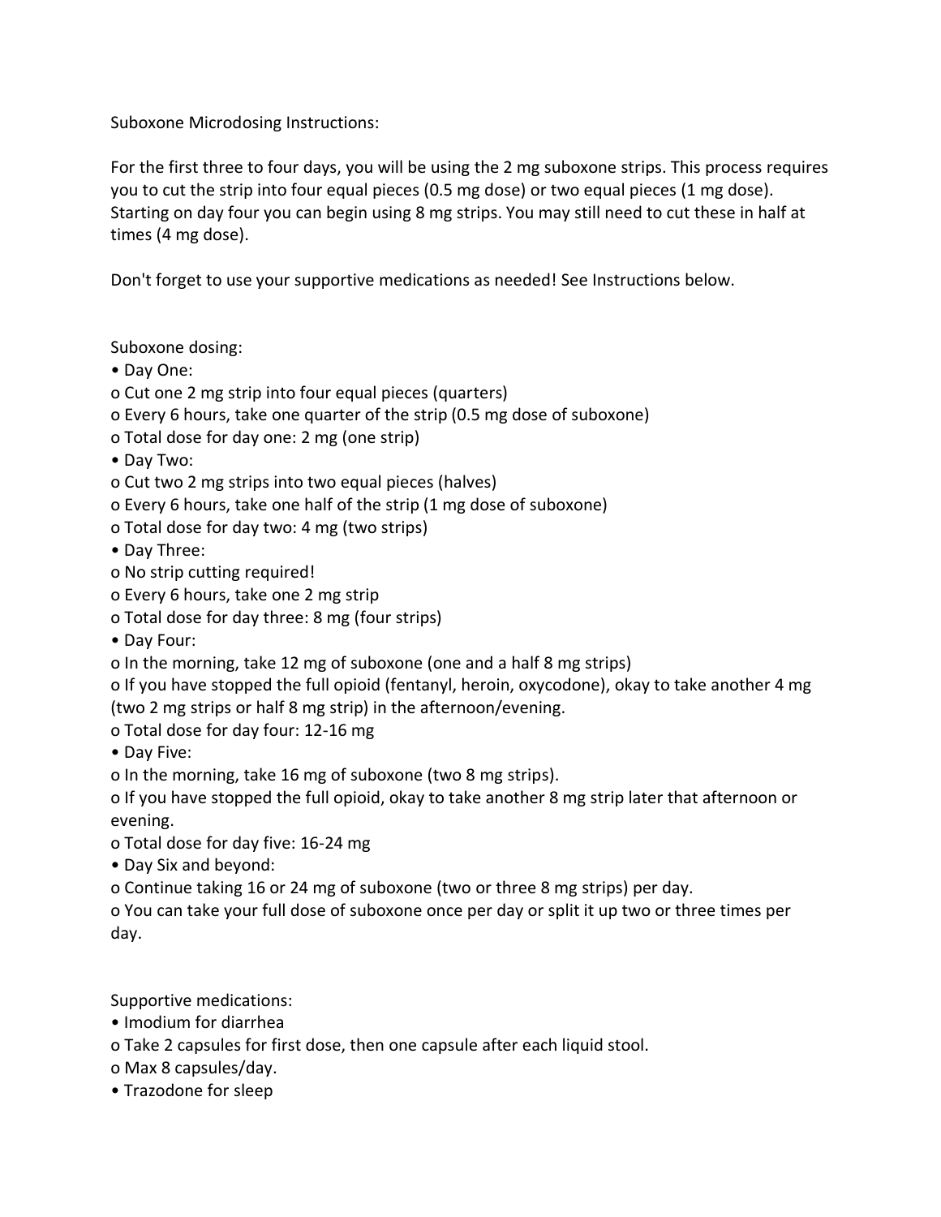Suboxone Microdosing Instructions:

For the first three to four days, you will be using the 2 mg suboxone strips. This process requires you to cut the strip into four equal pieces (0.5 mg dose) or two equal pieces (1 mg dose). Starting on day four you can begin using 8 mg strips. You may still need to cut these in half at times (4 mg dose).

Don't forget to use your supportive medications as needed! See Instructions below.

Suboxone dosing:

- Day One:
  - Cut one 2 mg strip into four equal pieces (quarters)
  - Every 6 hours, take one quarter of the strip (0.5 mg dose of suboxone)
  - Total dose for day one: 2 mg (one strip)
- Day Two:
  - Cut two 2 mg strips into two equal pieces (halves)
  - Every 6 hours, take one half of the strip (1 mg dose of suboxone)
  - Total dose for day two: 4 mg (two strips)
- Day Three:
  - No strip cutting required!
  - Every 6 hours, take one 2 mg strip
  - Total dose for day three: 8 mg (four strips)
- Day Four:
  - In the morning, take 12 mg of suboxone (one and a half 8 mg strips)
  - If you have stopped the full opioid (fentanyl, heroin, oxycodone), okay to take another 4 mg (two 2 mg strips or half 8 mg strip) in the afternoon/evening.
  - Total dose for day four: 12-16 mg
- Day Five:
  - In the morning, take 16 mg of suboxone (two 8 mg strips).
  - If you have stopped the full opioid, okay to take another 8 mg strip later that afternoon or evening.
  - Total dose for day five: 16-24 mg
- Day Six and beyond:
  - Continue taking 16 or 24 mg of suboxone (two or three 8 mg strips) per day.
  - You can take your full dose of suboxone once per day or split it up two or three times per day.

Supportive medications:

- Imodium for diarrhea
  - Take 2 capsules for first dose, then one capsule after each liquid stool.
  - Max 8 capsules/day.
- Trazodone for sleep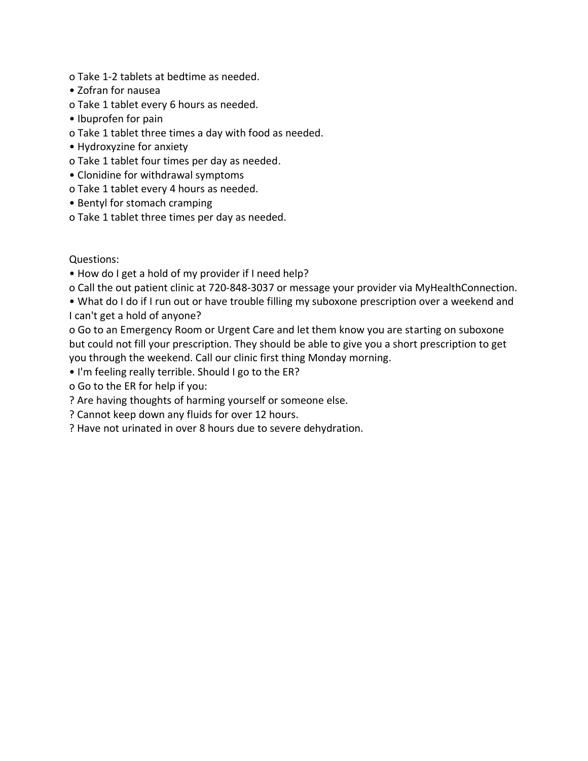- Take 1-2 tablets at bedtime as needed.

- Zofran for nausea
  - Take 1 tablet every 6 hours as needed.
- Ibuprofen for pain
  - Take 1 tablet three times a day with food as needed.
- Hydroxyzine for anxiety
  - Take 1 tablet four times per day as needed.
- Clonidine for withdrawal symptoms
  - Take 1 tablet every 4 hours as needed.
- Bentyl for stomach cramping
  - Take 1 tablet three times per day as needed.

Questions:

- How do I get a hold of my provider if I need help?
  - Call the out patient clinic at 720-848-3037 or message your provider via MyHealthConnection.
- What do I do if I run out or have trouble filling my suboxone prescription over a weekend and I can't get a hold of anyone?
  - Go to an Emergency Room or Urgent Care and let them know you are starting on suboxone but could not fill your prescription. They should be able to give you a short prescription to get you through the weekend. Call our clinic first thing Monday morning.
- I'm feeling really terrible. Should I go to the ER?
  - Go to the ER for help if you:
    - Are having thoughts of harming yourself or someone else.
    - Cannot keep down any fluids for over 12 hours.
    - Have not urinated in over 8 hours due to severe dehydration.